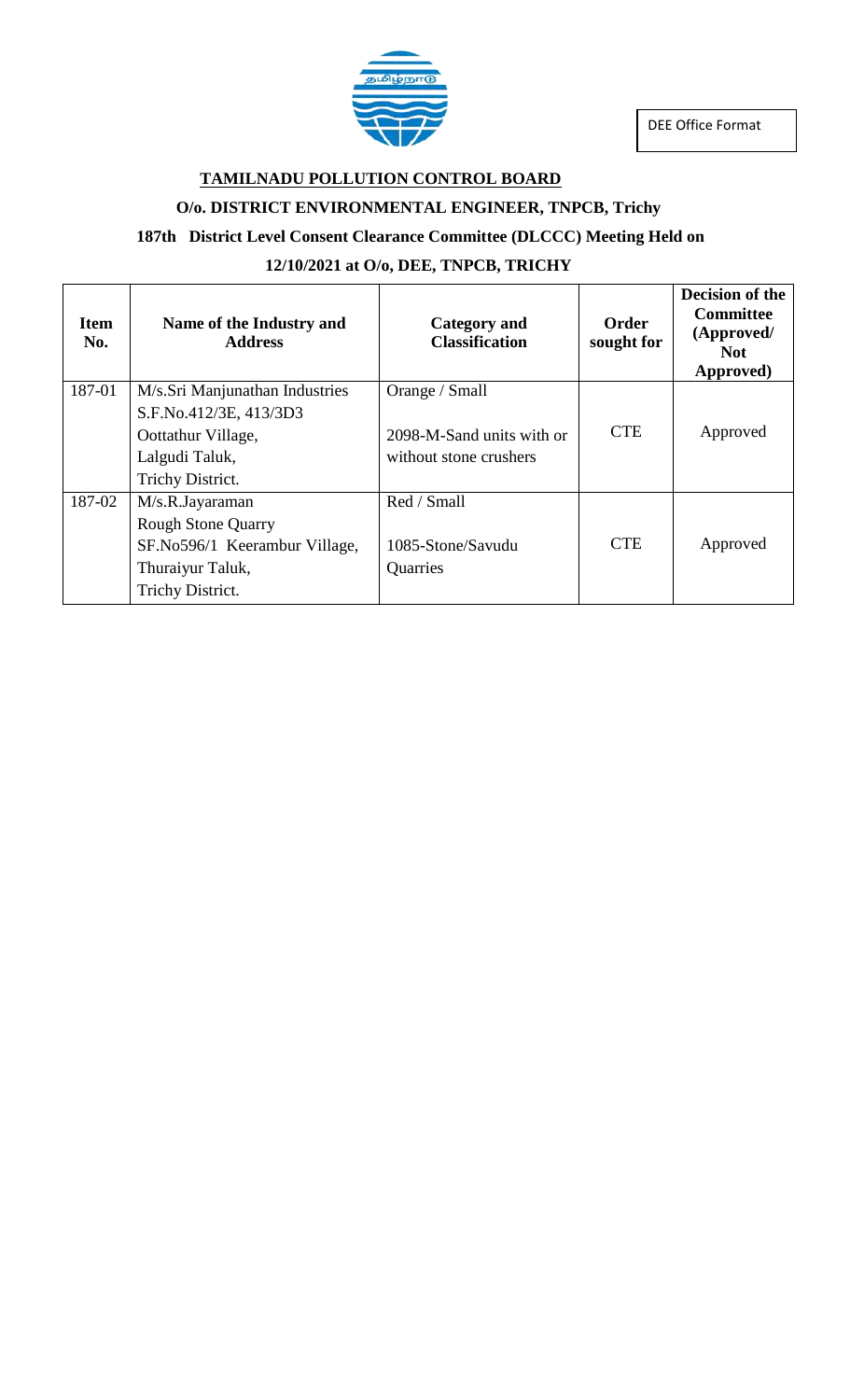DEE Office Format

**TAMILNADU POLLUTION CONTROL BOARD**

**O/o. DISTRICT ENVIRONMENTAL ENGINEER, TNPCB, Trichy**

**187th District Level Consent Clearance Committee (DLCCC) Meeting Held on**

**12/10/2021 at O/o, DEE, TNPCB, TRICHY**

| Item No. | Name of the Industry and Address | Category and Classification | Order sought for | Decision of the Committee (Approved/ Not Approved) |
|---|---|---|---|---|
| 187-01 | M/s.Sri Manjunathan Industries<br>S.F.No.412/3E, 413/3D3<br>Oottathur Village,<br>Lalgudi Taluk,<br>Trichy District. | Orange / Small<br><br>2098-M-Sand units with or without stone crushers | CTE | Approved |
| 187-02 | M/s.R.Jayaraman<br>Rough Stone Quarry<br>SF.No596/1 Keerambur Village,<br>Thuraiyur Taluk,<br>Trichy District. | Red / Small<br><br>1085-Stone/Savudu Quarries | CTE | Approved |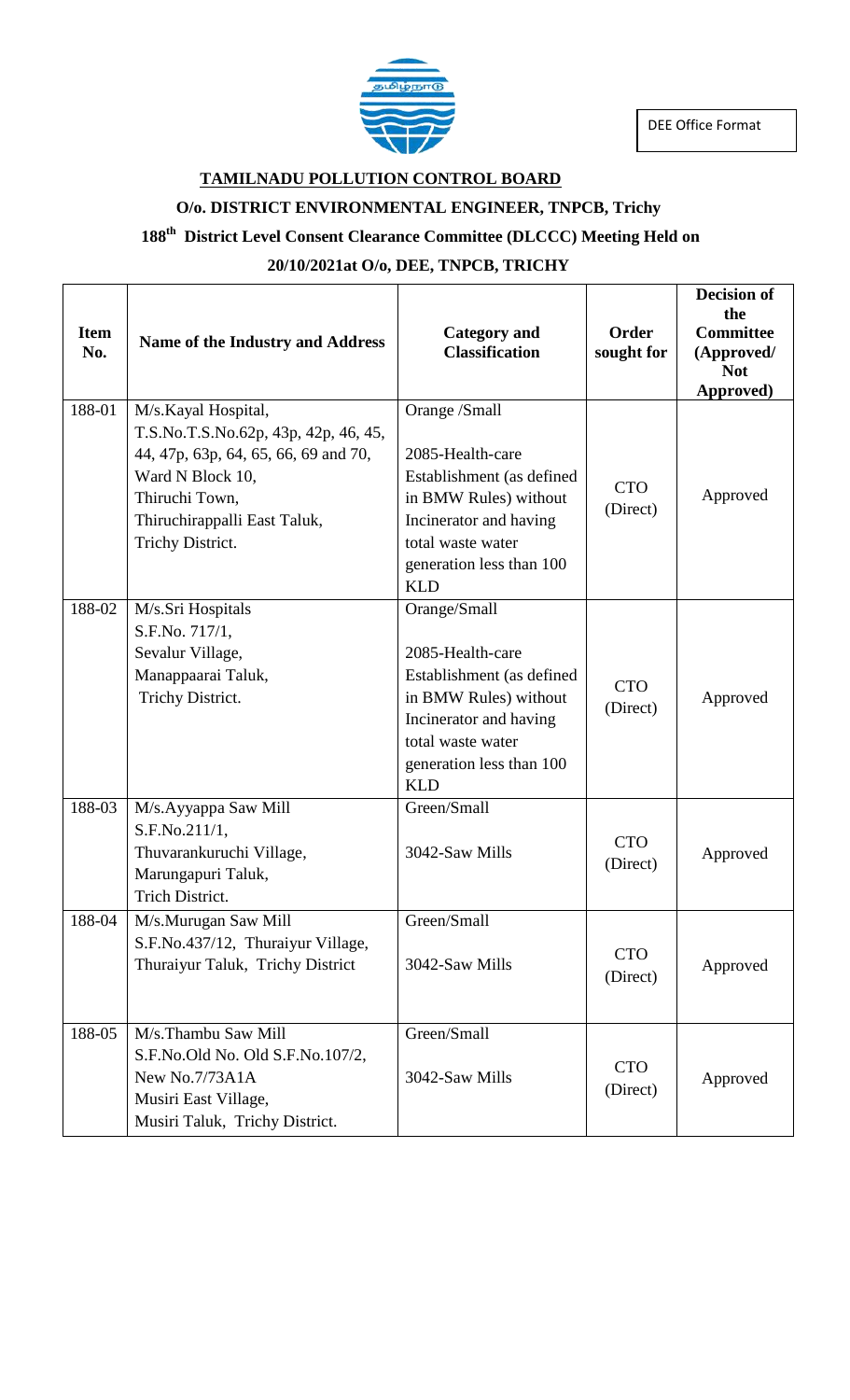DEE Office Format

**TAMILNADU POLLUTION CONTROL BOARD**

**O/o. DISTRICT ENVIRONMENTAL ENGINEER, TNPCB, Trichy**

**188th District Level Consent Clearance Committee (DLCCC) Meeting Held on**

**20/10/2021at O/o, DEE, TNPCB, TRICHY**

| Item No. | Name of the Industry and Address | Category and Classification | Order sought for | Decision of the Committee (Approved/ Not Approved) |
|---|---|---|---|---|
| 188-01 | M/s.Kayal Hospital, T.S.No.T.S.No.62p, 43p, 42p, 46, 45, 44, 47p, 63p, 64, 65, 66, 69 and 70, Ward N Block 10, Thiruchi Town, Thiruchirappalli East Taluk, Trichy District. | Orange /Small<br>2085-Health-care Establishment (as defined in BMW Rules) without Incinerator and having total waste water generation less than 100 KLD | CTO (Direct) | Approved |
| 188-02 | M/s.Sri Hospitals S.F.No. 717/1, Sevalur Village, Manappaarai Taluk, Trichy District. | Orange/Small<br>2085-Health-care Establishment (as defined in BMW Rules) without Incinerator and having total waste water generation less than 100 KLD | CTO (Direct) | Approved |
| 188-03 | M/s.Ayyappa Saw Mill S.F.No.211/1, Thuvarankuruchi Village, Marungapuri Taluk, Trich District. | Green/Small<br>3042-Saw Mills | CTO (Direct) | Approved |
| 188-04 | M/s.Murugan Saw Mill S.F.No.437/12, Thuraiyur Village, Thuraiyur Taluk, Trichy District | Green/Small<br>3042-Saw Mills | CTO (Direct) | Approved |
| 188-05 | M/s.Thambu Saw Mill S.F.No.Old No. Old S.F.No.107/2, New No.7/73A1A Musiri East Village, Musiri Taluk, Trichy District. | Green/Small<br>3042-Saw Mills | CTO (Direct) | Approved |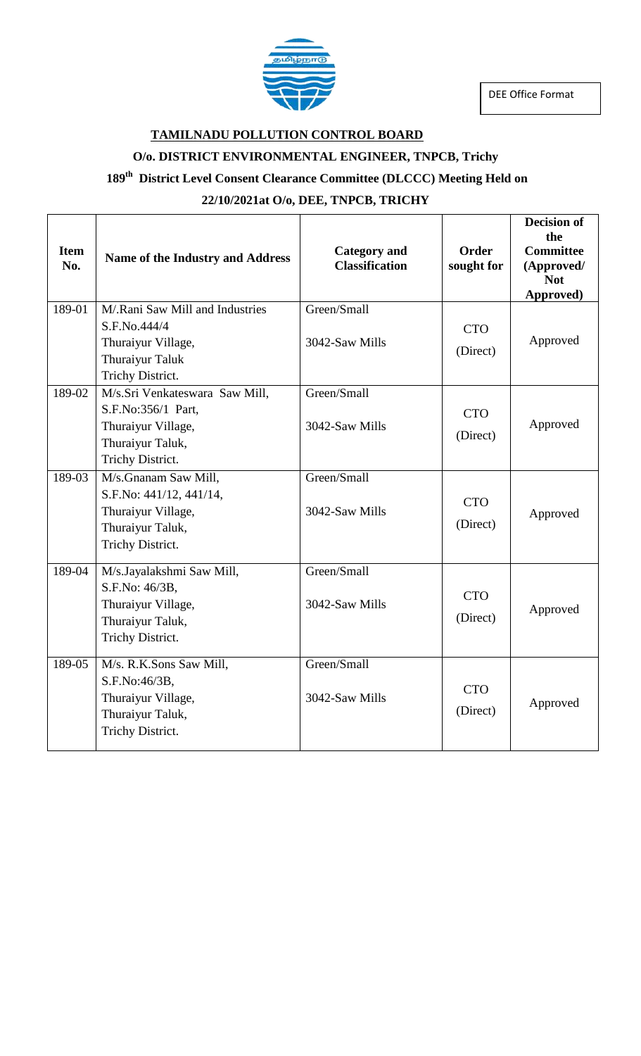DEE Office Format

**TAMILNADU POLLUTION CONTROL BOARD**

**O/o. DISTRICT ENVIRONMENTAL ENGINEER, TNPCB, Trichy**

**189th District Level Consent Clearance Committee (DLCCC) Meeting Held on**

**22/10/2021at O/o, DEE, TNPCB, TRICHY**

| Item No. | Name of the Industry and Address | Category and Classification | Order sought for | Decision of the Committee (Approved/ Not Approved) |
|---|---|---|---|---|
| 189-01 | M/.Rani Saw Mill and Industries<br>S.F.No.444/4<br>Thuraiyur Village,<br>Thuraiyur Taluk<br>Trichy District. | Green/Small<br>3042-Saw Mills | CTO (Direct) | Approved |
| 189-02 | M/s.Sri Venkateswara Saw Mill,<br>S.F.No:356/1 Part,<br>Thuraiyur Village,<br>Thuraiyur Taluk,<br>Trichy District. | Green/Small<br>3042-Saw Mills | CTO (Direct) | Approved |
| 189-03 | M/s.Gnanam Saw Mill,<br>S.F.No: 441/12, 441/14,<br>Thuraiyur Village,<br>Thuraiyur Taluk,<br>Trichy District. | Green/Small<br>3042-Saw Mills | CTO (Direct) | Approved |
| 189-04 | M/s.Jayalakshmi Saw Mill,<br>S.F.No: 46/3B,<br>Thuraiyur Village,<br>Thuraiyur Taluk,<br>Trichy District. | Green/Small<br>3042-Saw Mills | CTO (Direct) | Approved |
| 189-05 | M/s. R.K.Sons Saw Mill,<br>S.F.No:46/3B,<br>Thuraiyur Village,<br>Thuraiyur Taluk,<br>Trichy District. | Green/Small<br>3042-Saw Mills | CTO (Direct) | Approved |